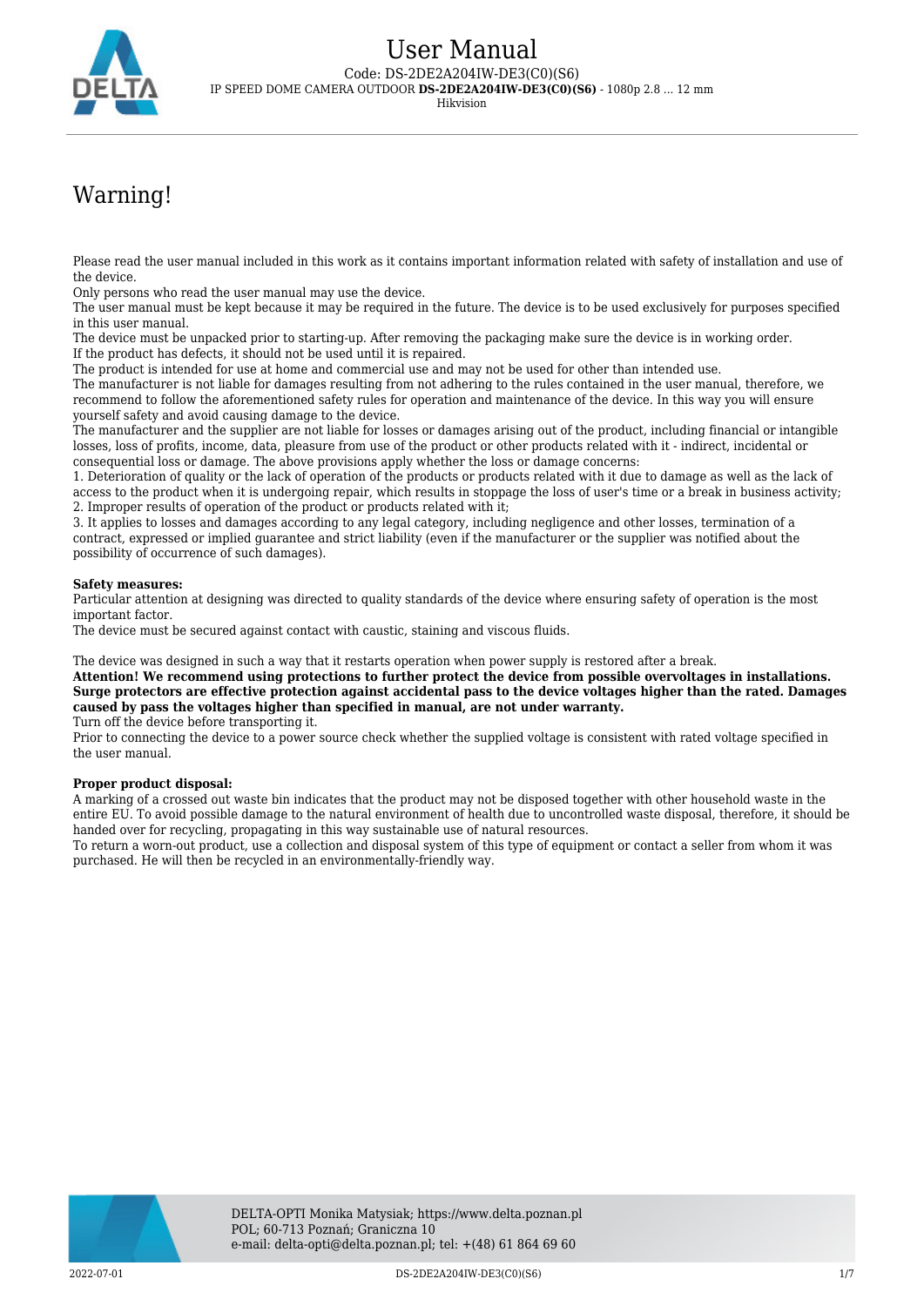# User Manual

Code: DS-2DE2A204IW-DE3(C0)(S6)

IP SPEED DOME CAMERA OUTDOOR **DS-2DE2A204IW-DE3(C0)(S6)** - 1080p 2.8 ... 12 mm

Hikvision

## Warning!

Please read the user manual included in this work as it contains important information related with safety of installation and use of the device.

Only persons who read the user manual may use the device.

The user manual must be kept because it may be required in the future. The device is to be used exclusively for purposes specified in this user manual.

The device must be unpacked prior to starting-up. After removing the packaging make sure the device is in working order. If the product has defects, it should not be used until it is repaired.

The product is intended for use at home and commercial use and may not be used for other than intended use.

The manufacturer is not liable for damages resulting from not adhering to the rules contained in the user manual, therefore, we recommend to follow the aforementioned safety rules for operation and maintenance of the device. In this way you will ensure yourself safety and avoid causing damage to the device.

The manufacturer and the supplier are not liable for losses or damages arising out of the product, including financial or intangible losses, loss of profits, income, data, pleasure from use of the product or other products related with it - indirect, incidental or consequential loss or damage. The above provisions apply whether the loss or damage concerns:

1. Deterioration of quality or the lack of operation of the products or products related with it due to damage as well as the lack of access to the product when it is undergoing repair, which results in stoppage the loss of user's time or a break in business activity;
2. Improper results of operation of the product or products related with it;
3. It applies to losses and damages according to any legal category, including negligence and other losses, termination of a contract, expressed or implied guarantee and strict liability (even if the manufacturer or the supplier was notified about the possibility of occurrence of such damages).

**Safety measures:**

Particular attention at designing was directed to quality standards of the device where ensuring safety of operation is the most important factor.

The device must be secured against contact with caustic, staining and viscous fluids.

The device was designed in such a way that it restarts operation when power supply is restored after a break.

**Attention! We recommend using protections to further protect the device from possible overvoltages in installations. Surge protectors are effective protection against accidental pass to the device voltages higher than the rated. Damages caused by pass the voltages higher than specified in manual, are not under warranty.**

Turn off the device before transporting it.

Prior to connecting the device to a power source check whether the supplied voltage is consistent with rated voltage specified in the user manual.

**Proper product disposal:**

A marking of a crossed out waste bin indicates that the product may not be disposed together with other household waste in the entire EU. To avoid possible damage to the natural environment of health due to uncontrolled waste disposal, therefore, it should be handed over for recycling, propagating in this way sustainable use of natural resources.

To return a worn-out product, use a collection and disposal system of this type of equipment or contact a seller from whom it was purchased. He will then be recycled in an environmentally-friendly way.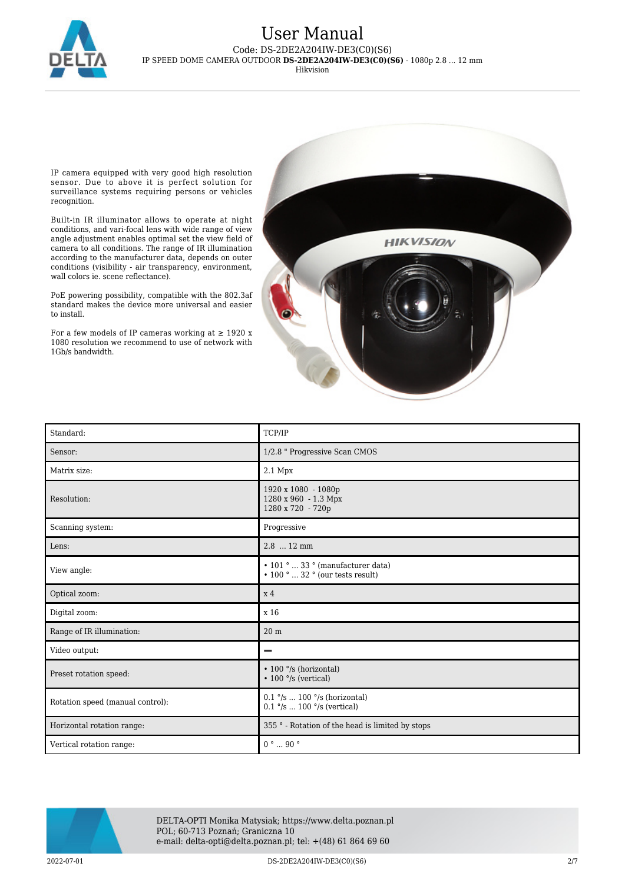IP camera equipped with very good high resolution sensor. Due to above it is perfect solution for surveillance systems requiring persons or vehicles recognition.

Built-in IR illuminator allows to operate at night conditions, and vari-focal lens with wide range of view angle adjustment enables optimal set the view field of camera to all conditions. The range of IR illumination according to the manufacturer data, depends on outer conditions (visibility - air transparency, environment, wall colors ie. scene reflectance).

PoE powering possibility, compatible with the 802.3af standard makes the device more universal and easier to install.

For a few models of IP cameras working at ≥ 1920 x 1080 resolution we recommend to use of network with 1Gb/s bandwidth.

| | |
|---|---|
| Standard: | TCP/IP |
| Sensor: | 1/2.8 " Progressive Scan CMOS |
| Matrix size: | 2.1 Mpx |
| Resolution: | 1920 x 1080 - 1080p<br>1280 x 960 - 1.3 Mpx<br>1280 x 720 - 720p |
| Scanning system: | Progressive |
| Lens: | 2.8 ... 12 mm |
| View angle: | • 101 ° ... 33 ° (manufacturer data)<br>• 100 ° ... 32 ° (our tests result) |
| Optical zoom: | x 4 |
| Digital zoom: | x 16 |
| Range of IR illumination: | 20 m |
| Video output: | – |
| Preset rotation speed: | • 100 °/s (horizontal)<br>• 100 °/s (vertical) |
| Rotation speed (manual control): | 0.1 °/s ... 100 °/s (horizontal)<br>0.1 °/s ... 100 °/s (vertical) |
| Horizontal rotation range: | 355 ° - Rotation of the head is limited by stops |
| Vertical rotation range: | 0 ° ... 90 ° |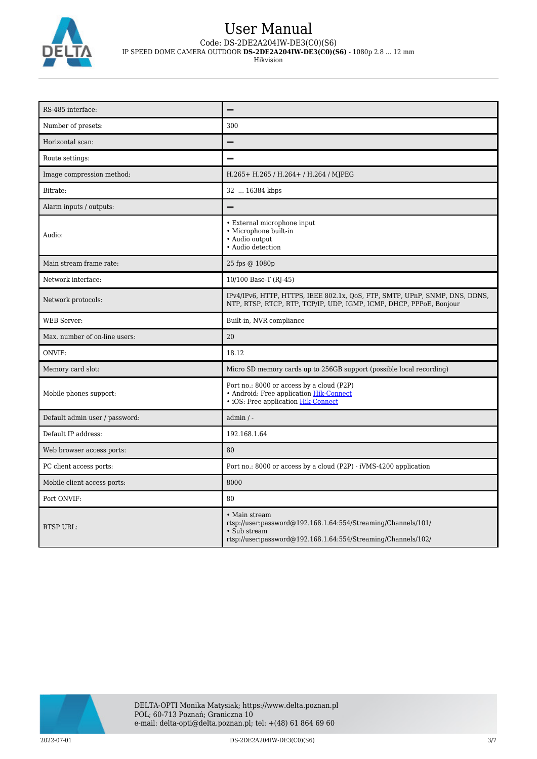| | |
|---|---|
| RS-485 interface: | – |
| Number of presets: | 300 |
| Horizontal scan: | – |
| Route settings: | – |
| Image compression method: | H.265+ H.265 / H.264+ / H.264 / MJPEG |
| Bitrate: | 32 ... 16384 kbps |
| Alarm inputs / outputs: | – |
| Audio: | • External microphone input<br>• Microphone built-in<br>• Audio output<br>• Audio detection |
| Main stream frame rate: | 25 fps @ 1080p |
| Network interface: | 10/100 Base-T (RJ-45) |
| Network protocols: | IPv4/IPv6, HTTP, HTTPS, IEEE 802.1x, QoS, FTP, SMTP, UPnP, SNMP, DNS, DDNS, NTP, RTSP, RTCP, RTP, TCP/IP, UDP, IGMP, ICMP, DHCP, PPPoE, Bonjour |
| WEB Server: | Built-in, NVR compliance |
| Max. number of on-line users: | 20 |
| ONVIF: | 18.12 |
| Memory card slot: | Micro SD memory cards up to 256GB support (possible local recording) |
| Mobile phones support: | Port no.: 8000 or access by a cloud (P2P)<br>• Android: Free application Hik-Connect<br>• iOS: Free application Hik-Connect |
| Default admin user / password: | admin / - |
| Default IP address: | 192.168.1.64 |
| Web browser access ports: | 80 |
| PC client access ports: | Port no.: 8000 or access by a cloud (P2P) - iVMS-4200 application |
| Mobile client access ports: | 8000 |
| Port ONVIF: | 80 |
| RTSP URL: | • Main stream<br>rtsp://user:password@192.168.1.64:554/Streaming/Channels/101/<br>• Sub stream<br>rtsp://user:password@192.168.1.64:554/Streaming/Channels/102/ |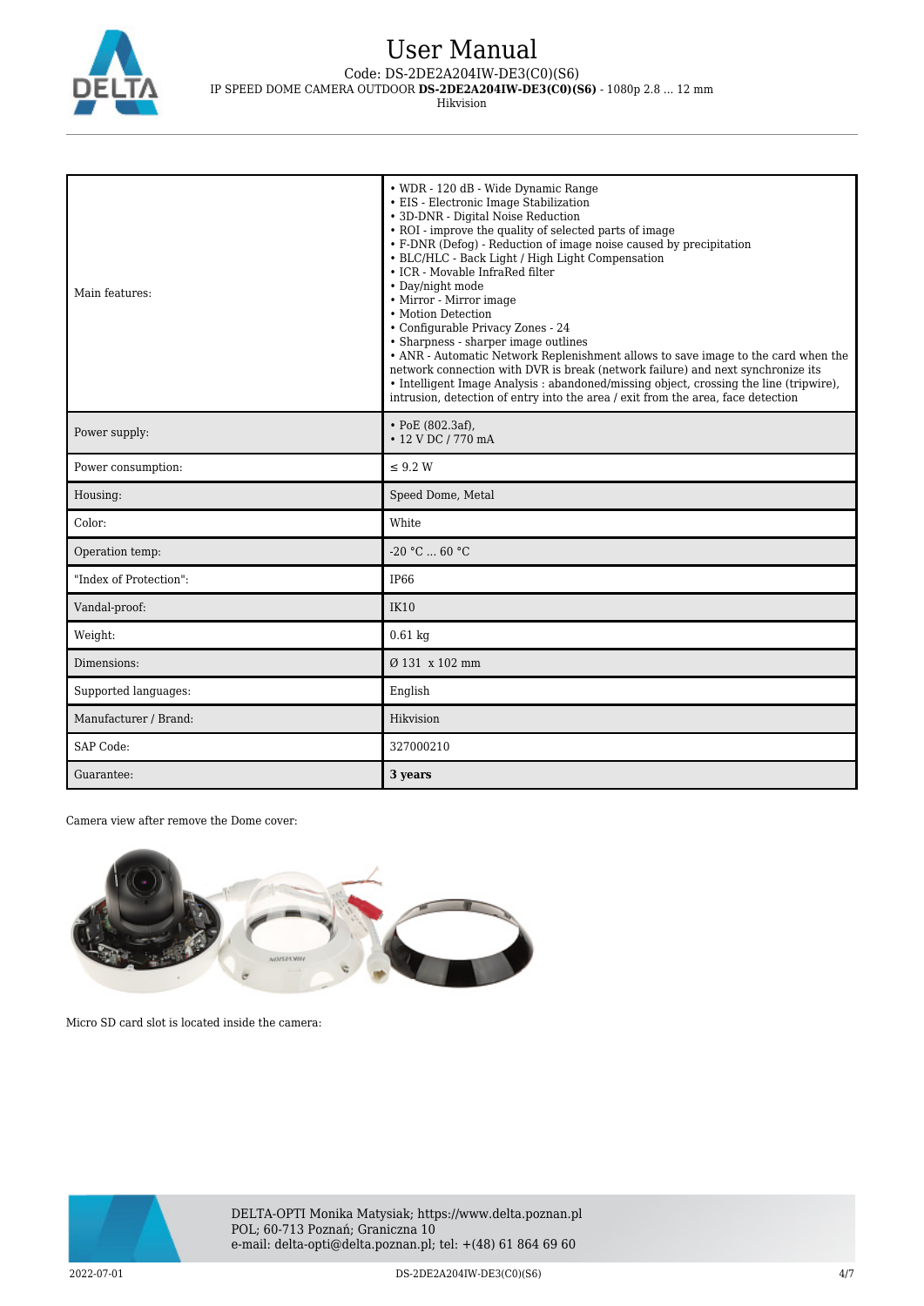| | |
|---|---|
| Main features: | • WDR - 120 dB - Wide Dynamic Range<br>• EIS - Electronic Image Stabilization<br>• 3D-DNR - Digital Noise Reduction<br>• ROI - improve the quality of selected parts of image<br>• F-DNR (Defog) - Reduction of image noise caused by precipitation<br>• BLC/HLC - Back Light / High Light Compensation<br>• ICR - Movable InfraRed filter<br>• Day/night mode<br>• Mirror - Mirror image<br>• Motion Detection<br>• Configurable Privacy Zones - 24<br>• Sharpness - sharper image outlines<br>• ANR - Automatic Network Replenishment allows to save image to the card when the network connection with DVR is break (network failure) and next synchronize its<br>• Intelligent Image Analysis : abandoned/missing object, crossing the line (tripwire), intrusion, detection of entry into the area / exit from the area, face detection |
| Power supply: | • PoE (802.3af),<br>• 12 V DC / 770 mA |
| Power consumption: | ≤ 9.2 W |
| Housing: | Speed Dome, Metal |
| Color: | White |
| Operation temp: | -20 °C ... 60 °C |
| "Index of Protection": | IP66 |
| Vandal-proof: | IK10 |
| Weight: | 0.61 kg |
| Dimensions: | Ø 131 x 102 mm |
| Supported languages: | English |
| Manufacturer / Brand: | Hikvision |
| SAP Code: | 327000210 |
| Guarantee: | **3 years** |

Camera view after remove the Dome cover:

Micro SD card slot is located inside the camera: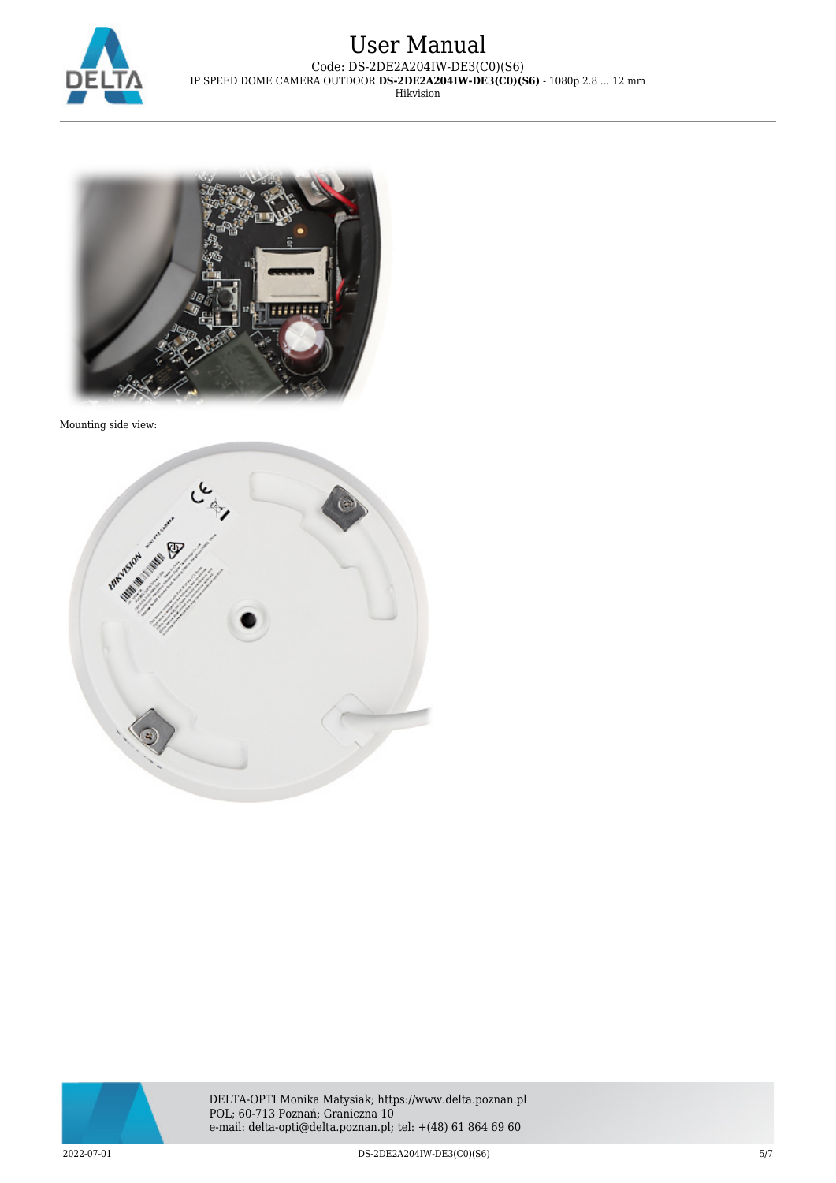Mounting side view: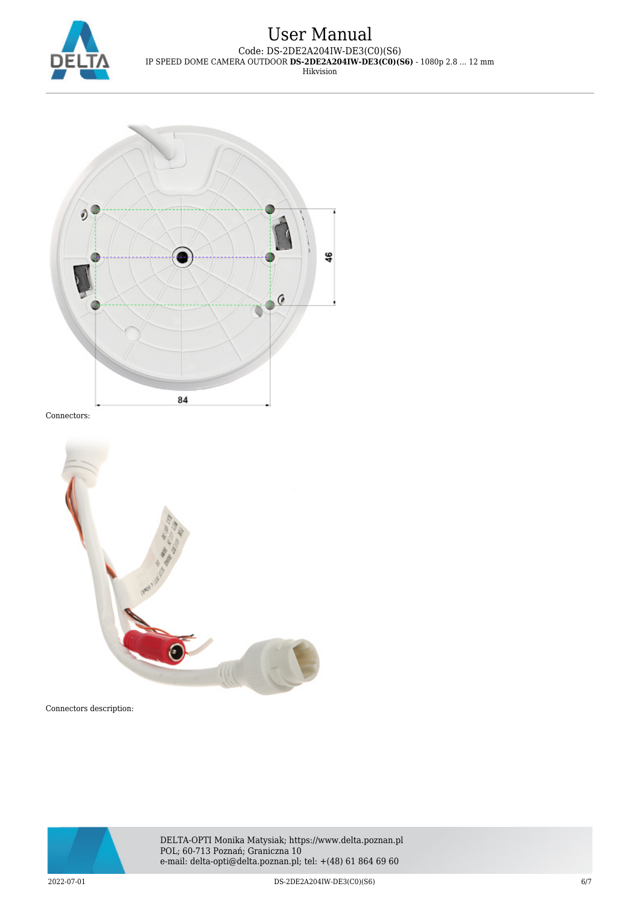Connectors:

Connectors description: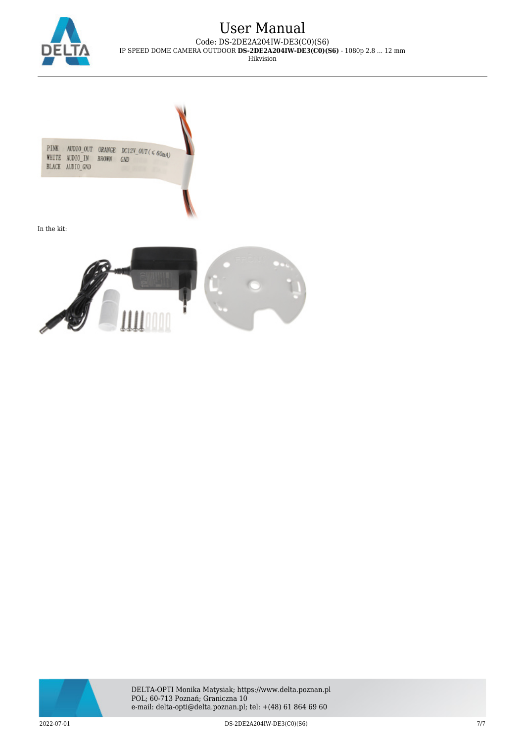In the kit: